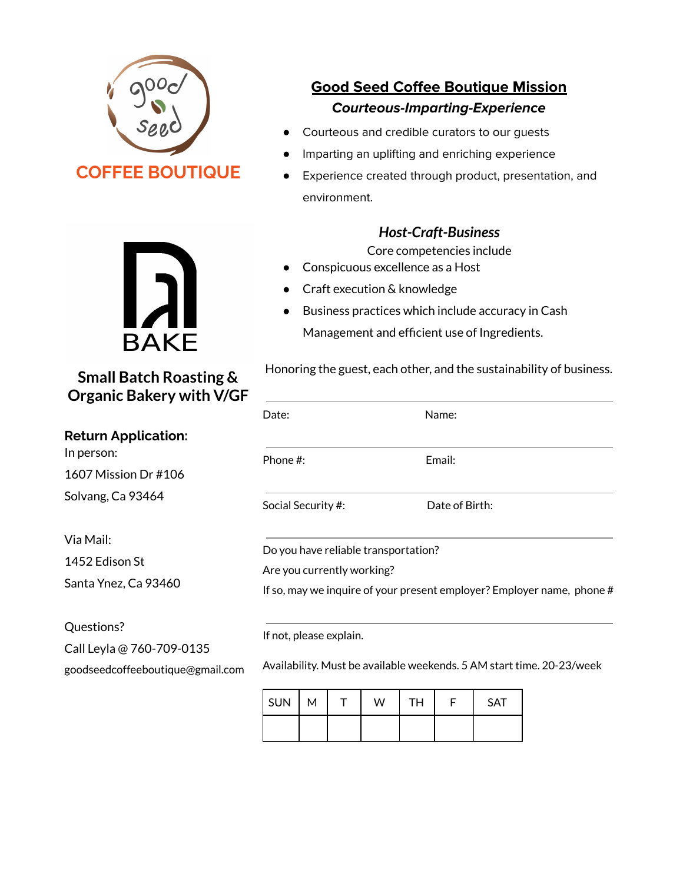good seed

COFFEE BOUTIQUE

BAKE

## Small Batch Roasting & Organic Bakery with V/GF

**Return Application**:

In person:

1607 Mission Dr #106

Solvang, Ca 93464

Via Mail:

1452 Edison St

Santa Ynez, Ca 93460

Questions?

Call Leyla @ 760-709-0135

goodseedcoffeeboutique@gmail.com

## Good Seed Coffee Boutique Mission

***Courteous-Imparting-Experience***

- Courteous and credible curators to our guests
- Imparting an uplifting and enriching experience
- Experience created through product, presentation, and environment.

***Host-Craft-Business***

Core competencies include

- Conspicuous excellence as a Host
- Craft execution & knowledge
- Business practices which include accuracy in Cash Management and efficient use of Ingredients.

Honoring the guest, each other, and the sustainability of business.

---

Date: Name:

---

Phone #: Email:

---

Social Security #: Date of Birth:

---

Do you have reliable transportation?

Are you currently working?

If so, may we inquire of your present employer? Employer name, phone #

---

If not, please explain.

Availability. Must be available weekends. 5 AM start time. 20-23/week

| SUN | M | T | W | TH | F | SAT |
| --- | --- | --- | --- | --- | --- | --- |
| | | | | | | |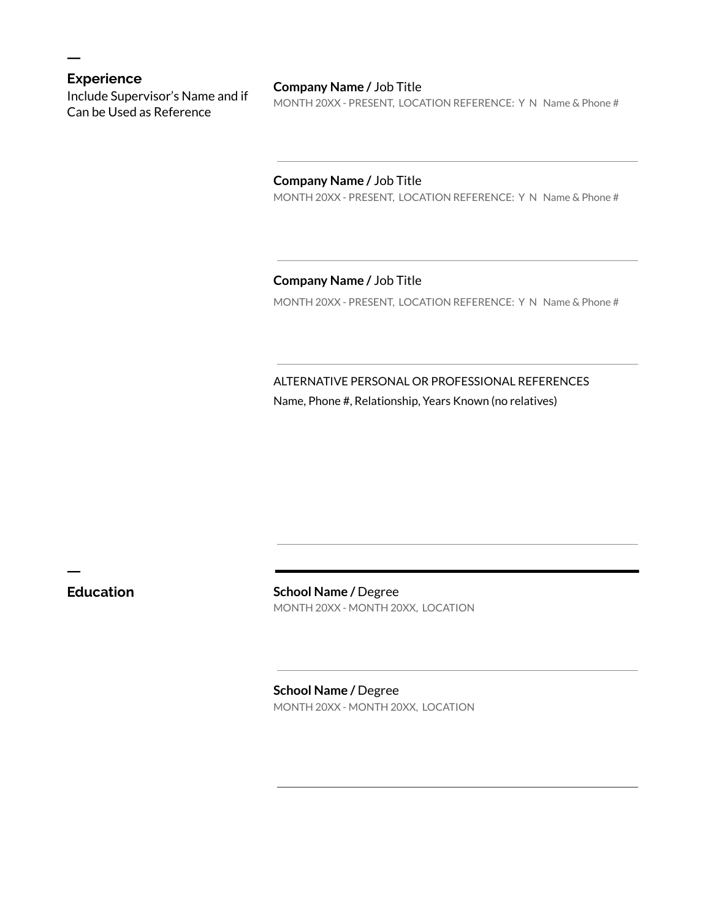## Experience

Include Supervisor's Name and if Can be Used as Reference

**Company Name /** Job Title

MONTH 20XX - PRESENT, LOCATION REFERENCE: Y N Name & Phone #

---

**Company Name /** Job Title

MONTH 20XX - PRESENT, LOCATION REFERENCE: Y N Name & Phone #

---

**Company Name /** Job Title

MONTH 20XX - PRESENT, LOCATION REFERENCE: Y N Name & Phone #

---

ALTERNATIVE PERSONAL OR PROFESSIONAL REFERENCES

Name, Phone #, Relationship, Years Known (no relatives)

---

## Education

**School Name /** Degree

MONTH 20XX - MONTH 20XX, LOCATION

---

**School Name /** Degree

MONTH 20XX - MONTH 20XX, LOCATION

---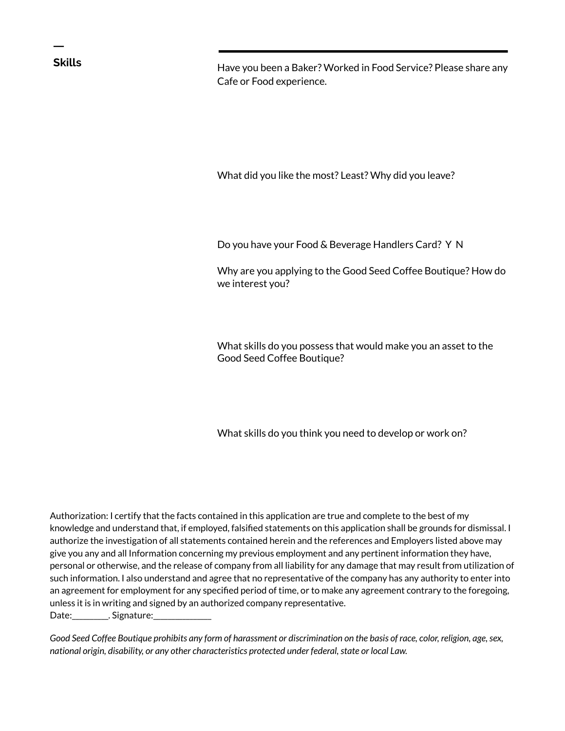## Skills

Have you been a Baker? Worked in Food Service? Please share any Cafe or Food experience.

What did you like the most? Least? Why did you leave?

Do you have your Food & Beverage Handlers Card? Y N

Why are you applying to the Good Seed Coffee Boutique? How do we interest you?

What skills do you possess that would make you an asset to the Good Seed Coffee Boutique?

What skills do you think you need to develop or work on?

Authorization: I certify that the facts contained in this application are true and complete to the best of my knowledge and understand that, if employed, falsified statements on this application shall be grounds for dismissal. I authorize the investigation of all statements contained herein and the references and Employers listed above may give you any and all Information concerning my previous employment and any pertinent information they have, personal or otherwise, and the release of company from all liability for any damage that may result from utilization of such information. I also understand and agree that no representative of the company has any authority to enter into an agreement for employment for any specified period of time, or to make any agreement contrary to the foregoing, unless it is in writing and signed by an authorized company representative.
Date:________. Signature:_____________

*Good Seed Coffee Boutique prohibits any form of harassment or discrimination on the basis of race, color, religion, age, sex, national origin, disability, or any other characteristics protected under federal, state or local Law.*